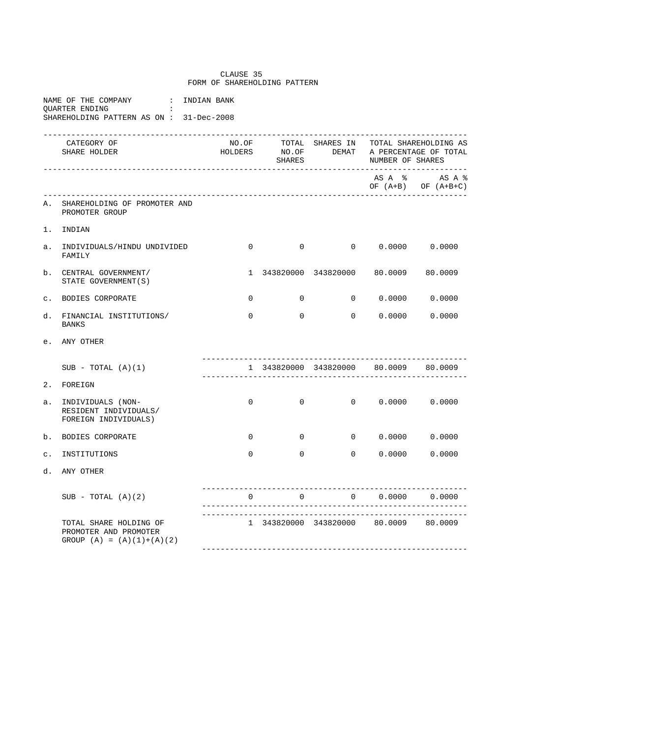CLAUSE 35
FORM OF SHAREHOLDING PATTERN

NAME OF THE COMPANY : INDIAN BANK
QUARTER ENDING :
SHAREHOLDING PATTERN AS ON : 31-Dec-2008

| | CATEGORY OF SHARE HOLDER | NO.OF HOLDERS | TOTAL NO.OF SHARES | SHARES IN DEMAT | TOTAL SHAREHOLDING AS A PERCENTAGE OF TOTAL NUMBER OF SHARES | |
|---|---|---|---|---|---|---|
| | | | | | AS A % OF (A+B) | AS A % OF (A+B+C) |
| A. | SHAREHOLDING OF PROMOTER AND PROMOTER GROUP | | | | | |
| 1. | INDIAN | | | | | |
| a. | INDIVIDUALS/HINDU UNDIVIDED FAMILY | 0 | 0 | 0 | 0.0000 | 0.0000 |
| b. | CENTRAL GOVERNMENT/ STATE GOVERNMENT(S) | 1 | 343820000 | 343820000 | 80.0009 | 80.0009 |
| c. | BODIES CORPORATE | 0 | 0 | 0 | 0.0000 | 0.0000 |
| d. | FINANCIAL INSTITUTIONS/ BANKS | 0 | 0 | 0 | 0.0000 | 0.0000 |
| e. | ANY OTHER | | | | | |
| | SUB - TOTAL (A)(1) | 1 | 343820000 | 343820000 | 80.0009 | 80.0009 |
| 2. | FOREIGN | | | | | |
| a. | INDIVIDUALS (NON-RESIDENT INDIVIDUALS/ FOREIGN INDIVIDUALS) | 0 | 0 | 0 | 0.0000 | 0.0000 |
| b. | BODIES CORPORATE | 0 | 0 | 0 | 0.0000 | 0.0000 |
| c. | INSTITUTIONS | 0 | 0 | 0 | 0.0000 | 0.0000 |
| d. | ANY OTHER | | | | | |
| | SUB - TOTAL (A)(2) | 0 | 0 | 0 | 0.0000 | 0.0000 |
| | TOTAL SHARE HOLDING OF PROMOTER AND PROMOTER GROUP (A) = (A)(1)+(A)(2) | 1 | 343820000 | 343820000 | 80.0009 | 80.0009 |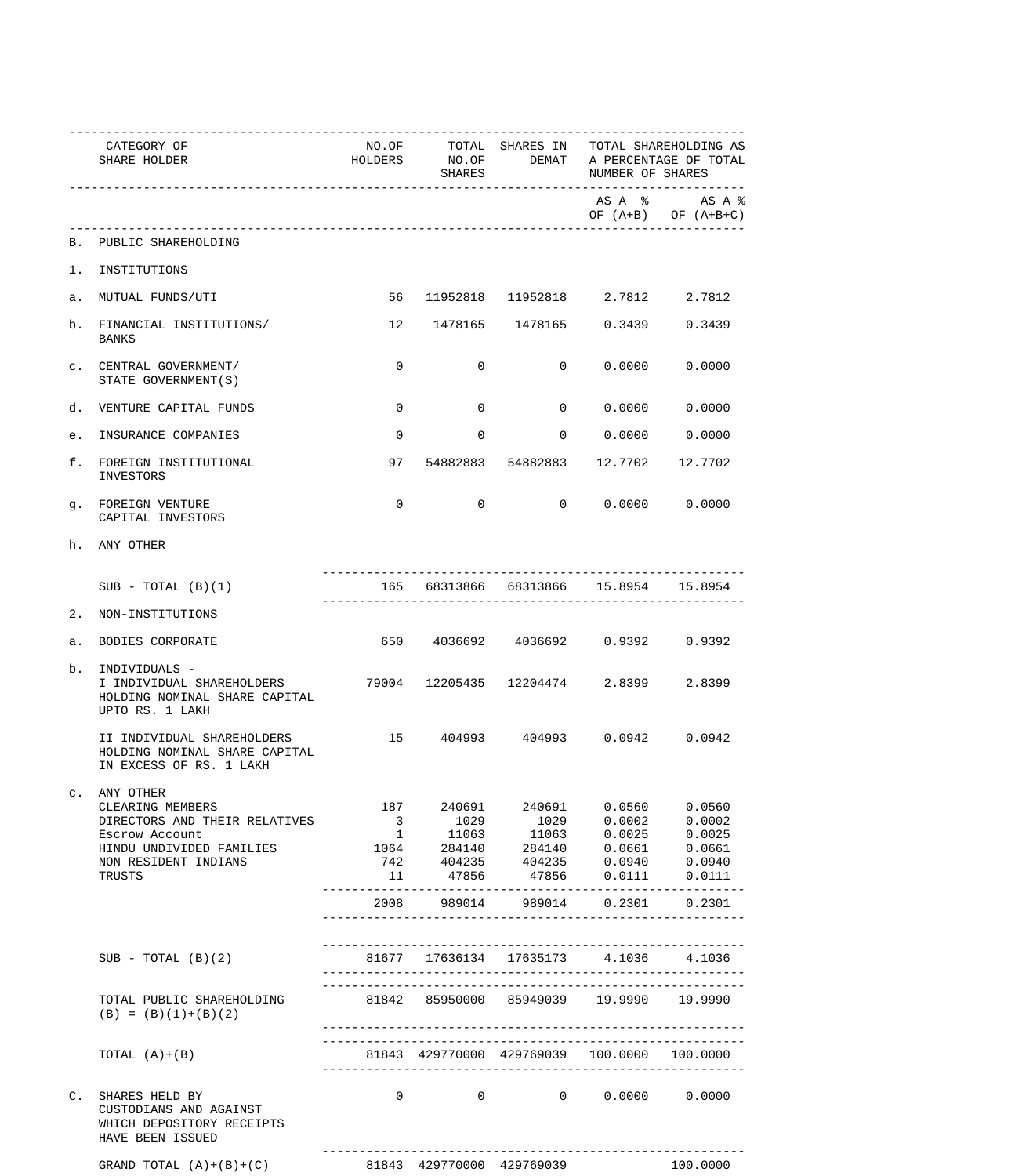| | CATEGORY OF SHARE HOLDER | NO.OF HOLDERS | TOTAL NO.OF SHARES | SHARES IN DEMAT | TOTAL SHAREHOLDING AS A PERCENTAGE OF TOTAL NUMBER OF SHARES | |
|---|---|---|---|---|---|---|
| | | | | | AS A % OF (A+B) | AS A % OF (A+B+C) |
| B. | PUBLIC SHAREHOLDING | | | | | |
| 1. | INSTITUTIONS | | | | | |
| a. | MUTUAL FUNDS/UTI | 56 | 11952818 | 11952818 | 2.7812 | 2.7812 |
| b. | FINANCIAL INSTITUTIONS/ BANKS | 12 | 1478165 | 1478165 | 0.3439 | 0.3439 |
| c. | CENTRAL GOVERNMENT/ STATE GOVERNMENT(S) | 0 | 0 | 0 | 0.0000 | 0.0000 |
| d. | VENTURE CAPITAL FUNDS | 0 | 0 | 0 | 0.0000 | 0.0000 |
| e. | INSURANCE COMPANIES | 0 | 0 | 0 | 0.0000 | 0.0000 |
| f. | FOREIGN INSTITUTIONAL INVESTORS | 97 | 54882883 | 54882883 | 12.7702 | 12.7702 |
| g. | FOREIGN VENTURE CAPITAL INVESTORS | 0 | 0 | 0 | 0.0000 | 0.0000 |
| h. | ANY OTHER | | | | | |
| | SUB - TOTAL (B)(1) | 165 | 68313866 | 68313866 | 15.8954 | 15.8954 |
| 2. | NON-INSTITUTIONS | | | | | |
| a. | BODIES CORPORATE | 650 | 4036692 | 4036692 | 0.9392 | 0.9392 |
| b. | INDIVIDUALS - I INDIVIDUAL SHAREHOLDERS HOLDING NOMINAL SHARE CAPITAL UPTO RS. 1 LAKH | 79004 | 12205435 | 12204474 | 2.8399 | 2.8399 |
| | II INDIVIDUAL SHAREHOLDERS HOLDING NOMINAL SHARE CAPITAL IN EXCESS OF RS. 1 LAKH | 15 | 404993 | 404993 | 0.0942 | 0.0942 |
| c. | ANY OTHER | | | | | |
| | CLEARING MEMBERS | 187 | 240691 | 240691 | 0.0560 | 0.0560 |
| | DIRECTORS AND THEIR RELATIVES | 3 | 1029 | 1029 | 0.0002 | 0.0002 |
| | Escrow Account | 1 | 11063 | 11063 | 0.0025 | 0.0025 |
| | HINDU UNDIVIDED FAMILIES | 1064 | 284140 | 284140 | 0.0661 | 0.0661 |
| | NON RESIDENT INDIANS | 742 | 404235 | 404235 | 0.0940 | 0.0940 |
| | TRUSTS | 11 | 47856 | 47856 | 0.0111 | 0.0111 |
| | | 2008 | 989014 | 989014 | 0.2301 | 0.2301 |
| | SUB - TOTAL (B)(2) | 81677 | 17636134 | 17635173 | 4.1036 | 4.1036 |
| | TOTAL PUBLIC SHAREHOLDING (B) = (B)(1)+(B)(2) | 81842 | 85950000 | 85949039 | 19.9990 | 19.9990 |
| | TOTAL (A)+(B) | 81843 | 429770000 | 429769039 | 100.0000 | 100.0000 |
| C. | SHARES HELD BY CUSTODIANS AND AGAINST WHICH DEPOSITORY RECEIPTS HAVE BEEN ISSUED | 0 | 0 | 0 | 0.0000 | 0.0000 |
| | GRAND TOTAL (A)+(B)+(C) | 81843 | 429770000 | 429769039 | | 100.0000 |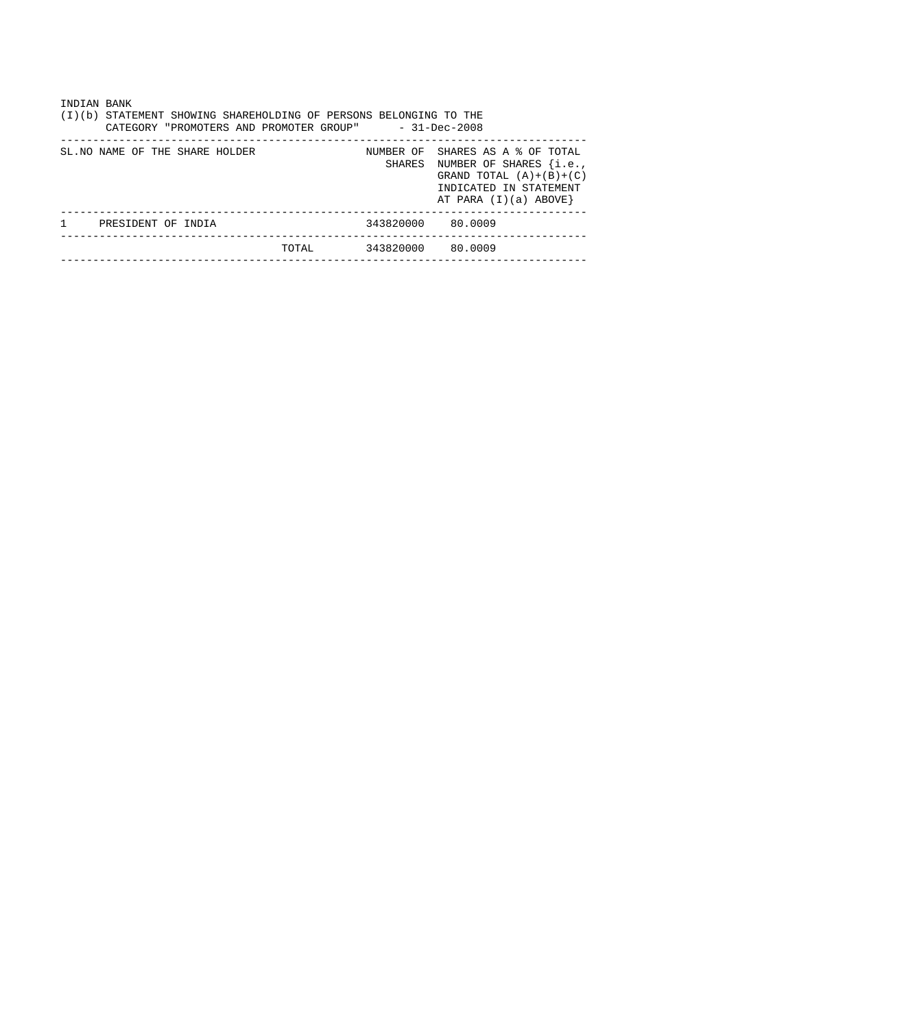INDIAN BANK

(I)(b) STATEMENT SHOWING SHAREHOLDING OF PERSONS BELONGING TO THE CATEGORY "PROMOTERS AND PROMOTER GROUP" - 31-Dec-2008

| SL.NO | NAME OF THE SHARE HOLDER | NUMBER OF SHARES | SHARES AS A % OF TOTAL NUMBER OF SHARES {i.e., GRAND TOTAL (A)+(B)+(C) INDICATED IN STATEMENT AT PARA (I)(a) ABOVE} |
|---|---|---|---|
| 1 | PRESIDENT OF INDIA | 343820000 | 80.0009 |
| | TOTAL | 343820000 | 80.0009 |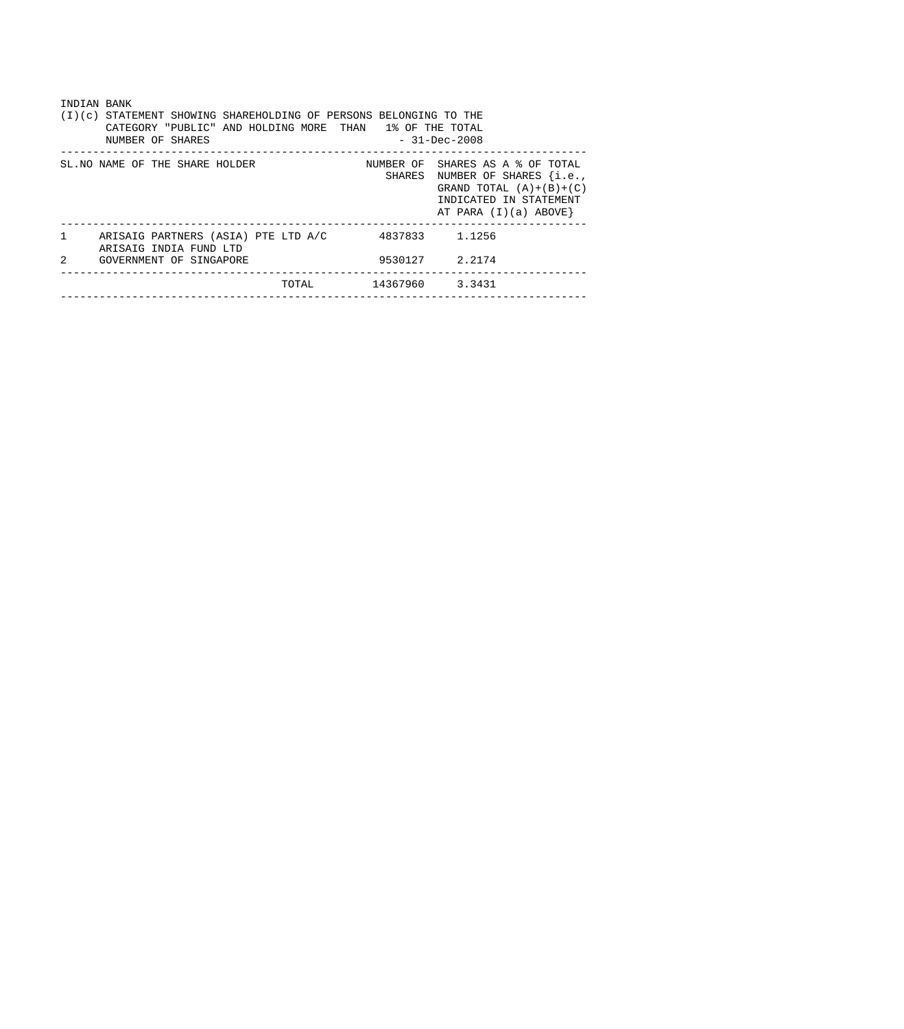INDIAN BANK

(I)(c) STATEMENT SHOWING SHAREHOLDING OF PERSONS BELONGING TO THE CATEGORY "PUBLIC" AND HOLDING MORE THAN 1% OF THE TOTAL NUMBER OF SHARES - 31-Dec-2008

| SL.NO | NAME OF THE SHARE HOLDER | NUMBER OF SHARES | SHARES AS A % OF TOTAL NUMBER OF SHARES {i.e., GRAND TOTAL (A)+(B)+(C) INDICATED IN STATEMENT AT PARA (I)(a) ABOVE} |
|---|---|---|---|
| 1 | ARISAIG PARTNERS (ASIA) PTE LTD A/C ARISAIG INDIA FUND LTD | 4837833 | 1.1256 |
| 2 | GOVERNMENT OF SINGAPORE | 9530127 | 2.2174 |
| | TOTAL | 14367960 | 3.3431 |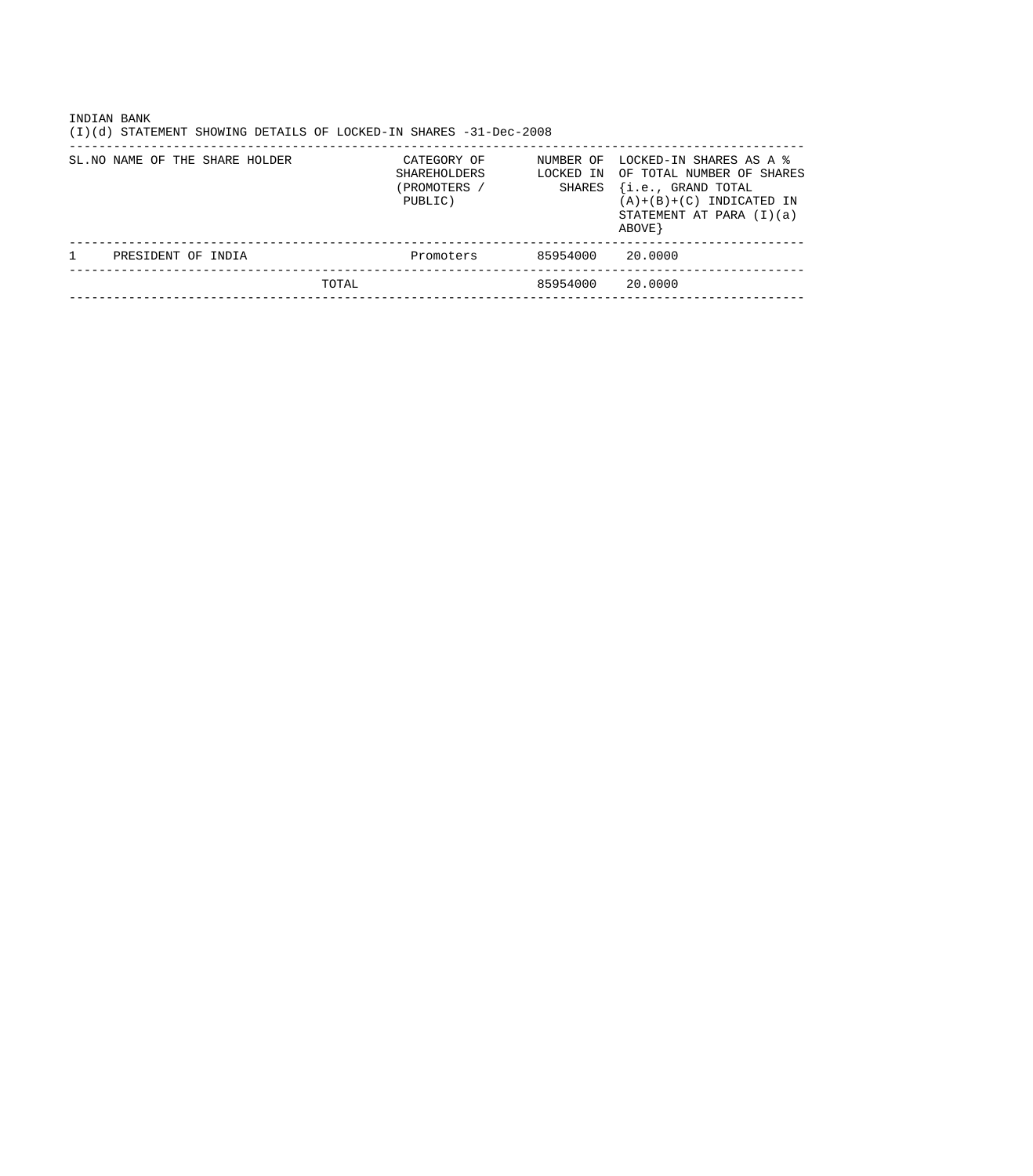INDIAN BANK

(I)(d) STATEMENT SHOWING DETAILS OF LOCKED-IN SHARES -31-Dec-2008

| SL.NO | NAME OF THE SHARE HOLDER | CATEGORY OF SHAREHOLDERS (PROMOTERS / PUBLIC) | NUMBER OF LOCKED IN SHARES | LOCKED-IN SHARES AS A % OF TOTAL NUMBER OF SHARES {i.e., GRAND TOTAL (A)+(B)+(C) INDICATED IN STATEMENT AT PARA (I)(a) ABOVE} |
|---|---|---|---|---|
| 1 | PRESIDENT OF INDIA | Promoters | 85954000 | 20.0000 |
| | TOTAL | | 85954000 | 20.0000 |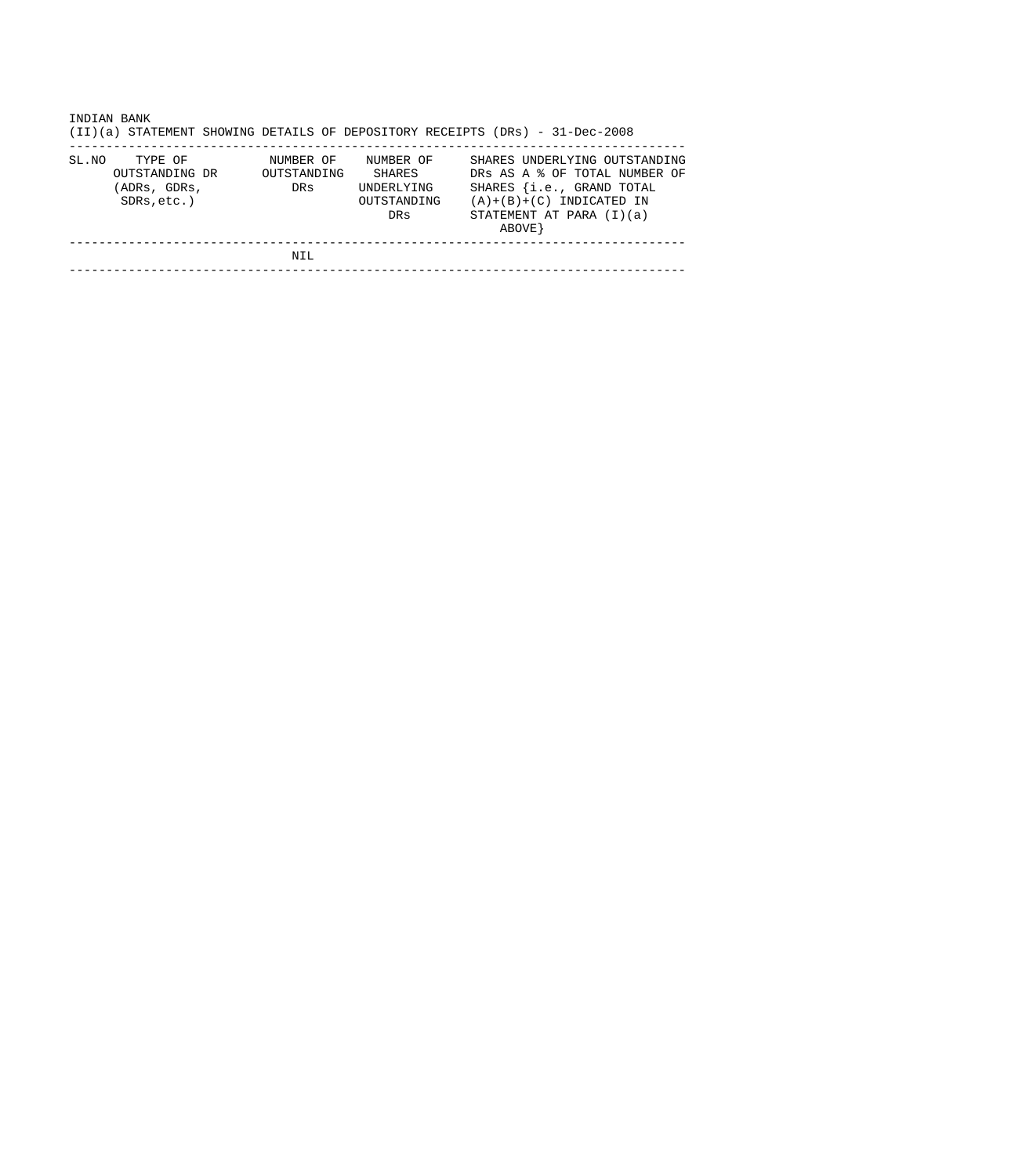INDIAN BANK

(II)(a) STATEMENT SHOWING DETAILS OF DEPOSITORY RECEIPTS (DRs) - 31-Dec-2008

| SL.NO | TYPE OF OUTSTANDING DR (ADRs, GDRs, SDRs,etc.) | NUMBER OF OUTSTANDING DRs | NUMBER OF SHARES UNDERLYING OUTSTANDING DRs | SHARES UNDERLYING OUTSTANDING DRs AS A % OF TOTAL NUMBER OF SHARES {i.e., GRAND TOTAL (A)+(B)+(C) INDICATED IN STATEMENT AT PARA (I)(a) ABOVE} |
| --- | --- | --- | --- | --- |
| | | NIL | | |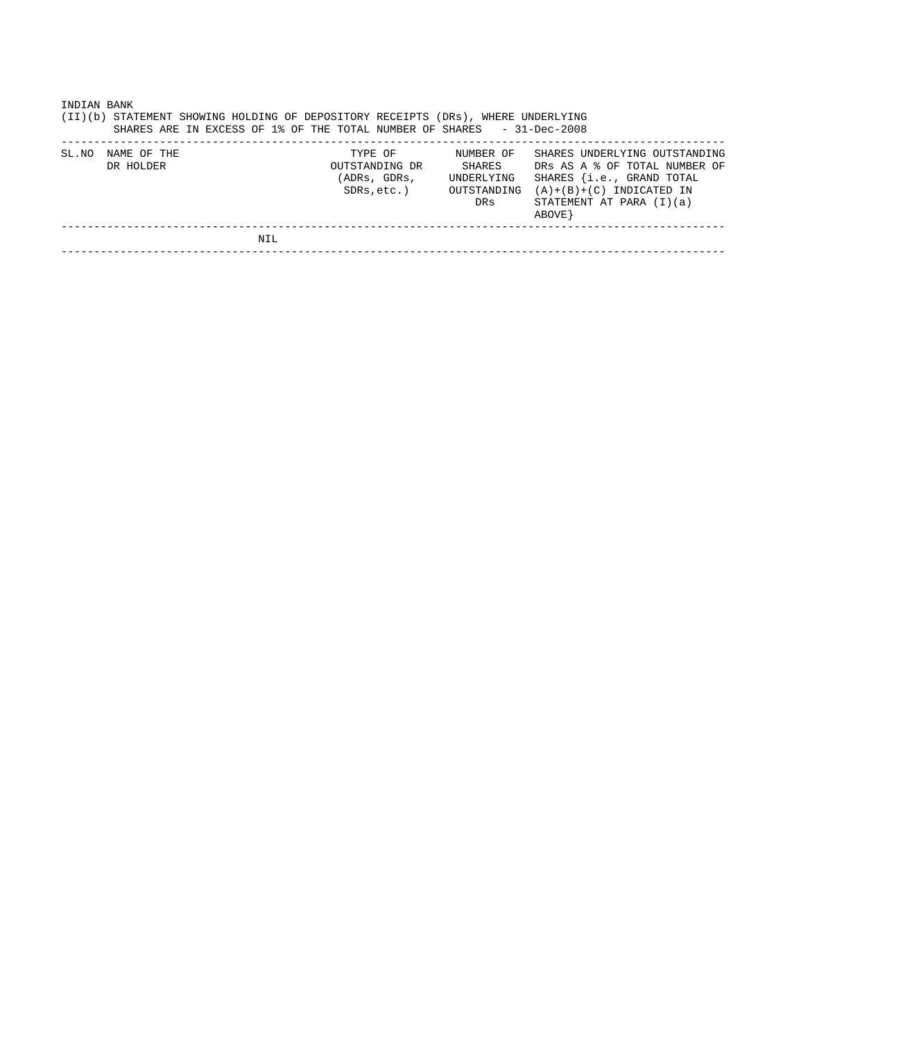INDIAN BANK

(II)(b) STATEMENT SHOWING HOLDING OF DEPOSITORY RECEIPTS (DRs), WHERE UNDERLYING SHARES ARE IN EXCESS OF 1% OF THE TOTAL NUMBER OF SHARES - 31-Dec-2008

| SL.NO | NAME OF THE DR HOLDER | TYPE OF OUTSTANDING DR (ADRs, GDRs, SDRs,etc.) | NUMBER OF SHARES UNDERLYING OUTSTANDING DRs | SHARES UNDERLYING OUTSTANDING DRs AS A % OF TOTAL NUMBER OF SHARES {i.e., GRAND TOTAL (A)+(B)+(C) INDICATED IN STATEMENT AT PARA (I)(a) ABOVE} |
|---|---|---|---|---|
| | NIL | | | |